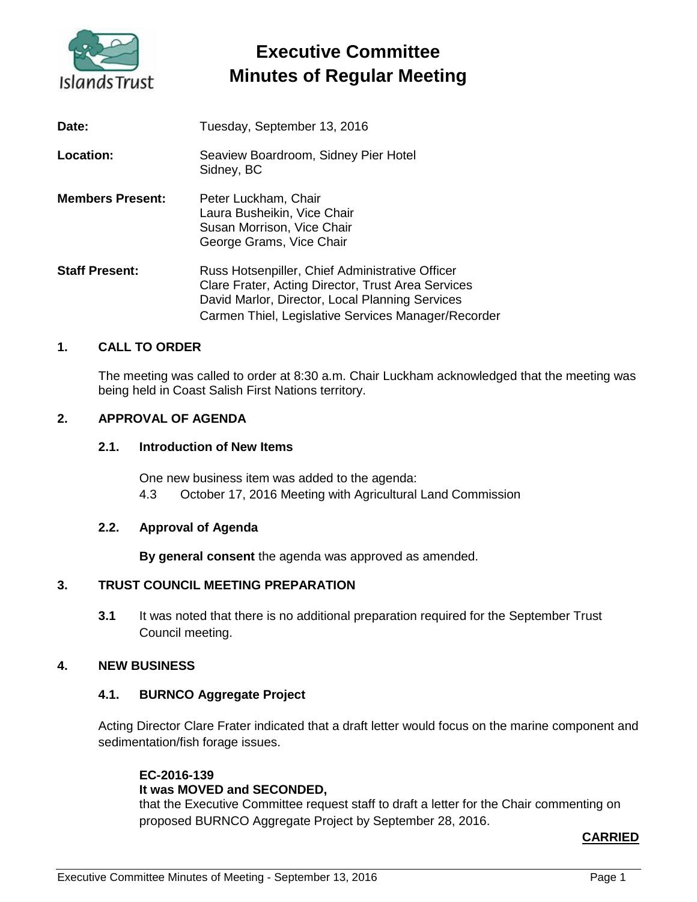# Executive Committee
# Minutes of Regular Meeting

**Date:** Tuesday, September 13, 2016

**Location:** Seaview Boardroom, Sidney Pier Hotel
Sidney, BC

**Members Present:** Peter Luckham, Chair
Laura Busheikin, Vice Chair
Susan Morrison, Vice Chair
George Grams, Vice Chair

**Staff Present:** Russ Hotsenpiller, Chief Administrative Officer
Clare Frater, Acting Director, Trust Area Services
David Marlor, Director, Local Planning Services
Carmen Thiel, Legislative Services Manager/Recorder

## 1. CALL TO ORDER

The meeting was called to order at 8:30 a.m. Chair Luckham acknowledged that the meeting was being held in Coast Salish First Nations territory.

## 2. APPROVAL OF AGENDA

### 2.1. Introduction of New Items

One new business item was added to the agenda:
4.3 October 17, 2016 Meeting with Agricultural Land Commission

### 2.2. Approval of Agenda

**By general consent** the agenda was approved as amended.

## 3. TRUST COUNCIL MEETING PREPARATION

**3.1** It was noted that there is no additional preparation required for the September Trust Council meeting.

## 4. NEW BUSINESS

### 4.1. BURNCO Aggregate Project

Acting Director Clare Frater indicated that a draft letter would focus on the marine component and sedimentation/fish forage issues.

**EC-2016-139**
**It was MOVED and SECONDED,**
that the Executive Committee request staff to draft a letter for the Chair commenting on proposed BURNCO Aggregate Project by September 28, 2016.

**CARRIED**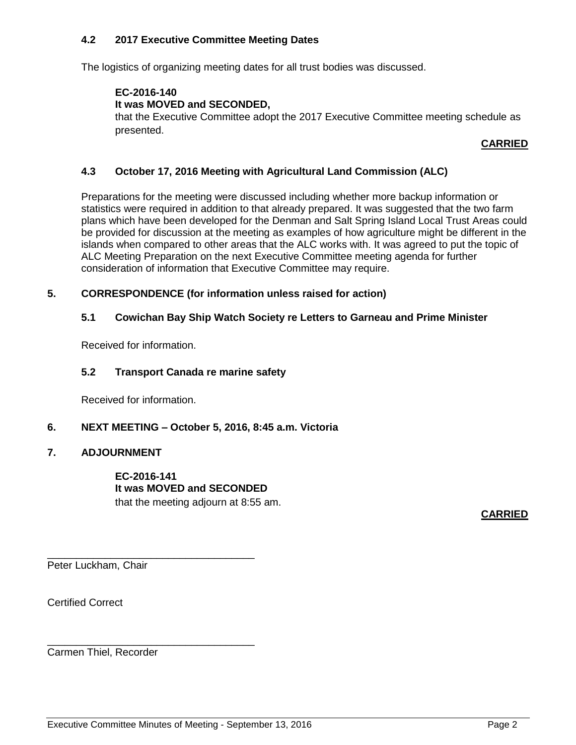### 4.2 2017 Executive Committee Meeting Dates

The logistics of organizing meeting dates for all trust bodies was discussed.

**EC-2016-140**
**It was MOVED and SECONDED,**
that the Executive Committee adopt the 2017 Executive Committee meeting schedule as presented.

**CARRIED**

### 4.3 October 17, 2016 Meeting with Agricultural Land Commission (ALC)

Preparations for the meeting were discussed including whether more backup information or statistics were required in addition to that already prepared. It was suggested that the two farm plans which have been developed for the Denman and Salt Spring Island Local Trust Areas could be provided for discussion at the meeting as examples of how agriculture might be different in the islands when compared to other areas that the ALC works with. It was agreed to put the topic of ALC Meeting Preparation on the next Executive Committee meeting agenda for further consideration of information that Executive Committee may require.

## 5. CORRESPONDENCE (for information unless raised for action)

### 5.1 Cowichan Bay Ship Watch Society re Letters to Garneau and Prime Minister

Received for information.

### 5.2 Transport Canada re marine safety

Received for information.

## 6. NEXT MEETING – October 5, 2016, 8:45 a.m. Victoria

## 7. ADJOURNMENT

**EC-2016-141**
**It was MOVED and SECONDED**
that the meeting adjourn at 8:55 am.

**CARRIED**

\_\_\_\_\_\_\_\_\_\_\_\_\_\_\_\_\_\_\_\_\_\_\_\_\_\_\_\_\_\_\_\_\_\_\_
Peter Luckham, Chair

Certified Correct

\_\_\_\_\_\_\_\_\_\_\_\_\_\_\_\_\_\_\_\_\_\_\_\_\_\_\_\_\_\_\_\_\_\_\_
Carmen Thiel, Recorder